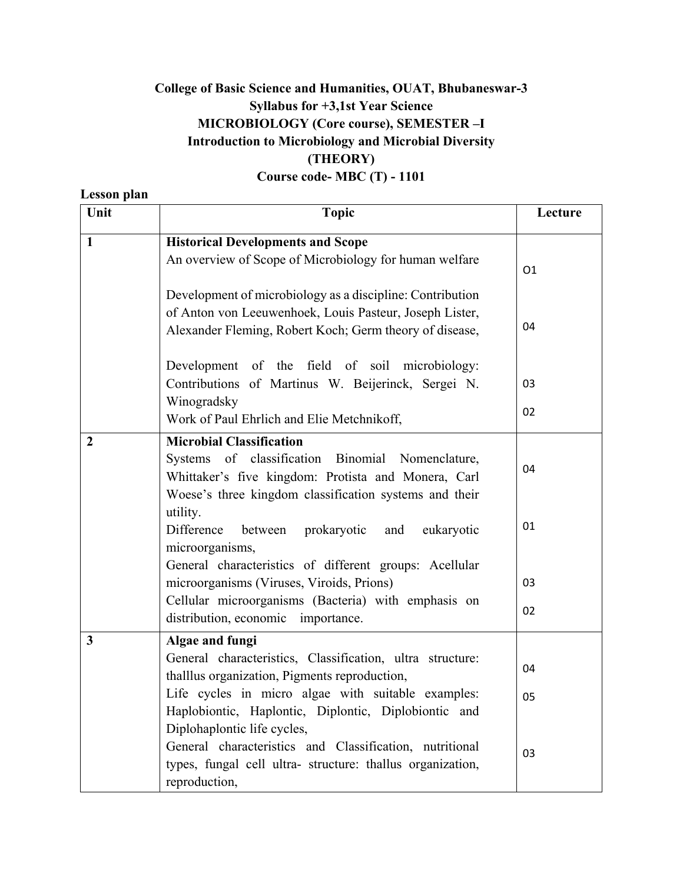**College of Basic Science and Humanities, OUAT, Bhubaneswar-3**
**Syllabus for +3,1st Year Science**
**MICROBIOLOGY (Core course), SEMESTER –I**
**Introduction to Microbiology and Microbial Diversity**
**(THEORY)**
**Course code- MBC (T) - 1101**

**Lesson plan**

| Unit | Topic | Lecture |
|---|---|---|
| **1** | **Historical Developments and Scope** | |
| | An overview of Scope of Microbiology for human welfare | O1 |
| | Development of microbiology as a discipline: Contribution of Anton von Leeuwenhoek, Louis Pasteur, Joseph Lister, Alexander Fleming, Robert Koch; Germ theory of disease, | 04 |
| | Development of the field of soil microbiology: Contributions of Martinus W. Beijerinck, Sergei N. Winogradsky | 03 |
| | Work of Paul Ehrlich and Elie Metchnikoff, | 02 |
| **2** | **Microbial Classification** | |
| | Systems of classification Binomial Nomenclature, Whittaker's five kingdom: Protista and Monera, Carl Woese's three kingdom classification systems and their utility. | 04 |
| | Difference between prokaryotic and eukaryotic microorganisms, | 01 |
| | General characteristics of different groups: Acellular microorganisms (Viruses, Viroids, Prions) | 03 |
| | Cellular microorganisms (Bacteria) with emphasis on distribution, economic importance. | 02 |
| **3** | **Algae and fungi** | |
| | General characteristics, Classification, ultra structure: thalllus organization, Pigments reproduction, | 04 |
| | Life cycles in micro algae with suitable examples: Haplobiontic, Haplontic, Diplontic, Diplobiontic and Diplohaplontic life cycles, | 05 |
| | General characteristics and Classification, nutritional types, fungal cell ultra- structure: thallus organization, reproduction, | 03 |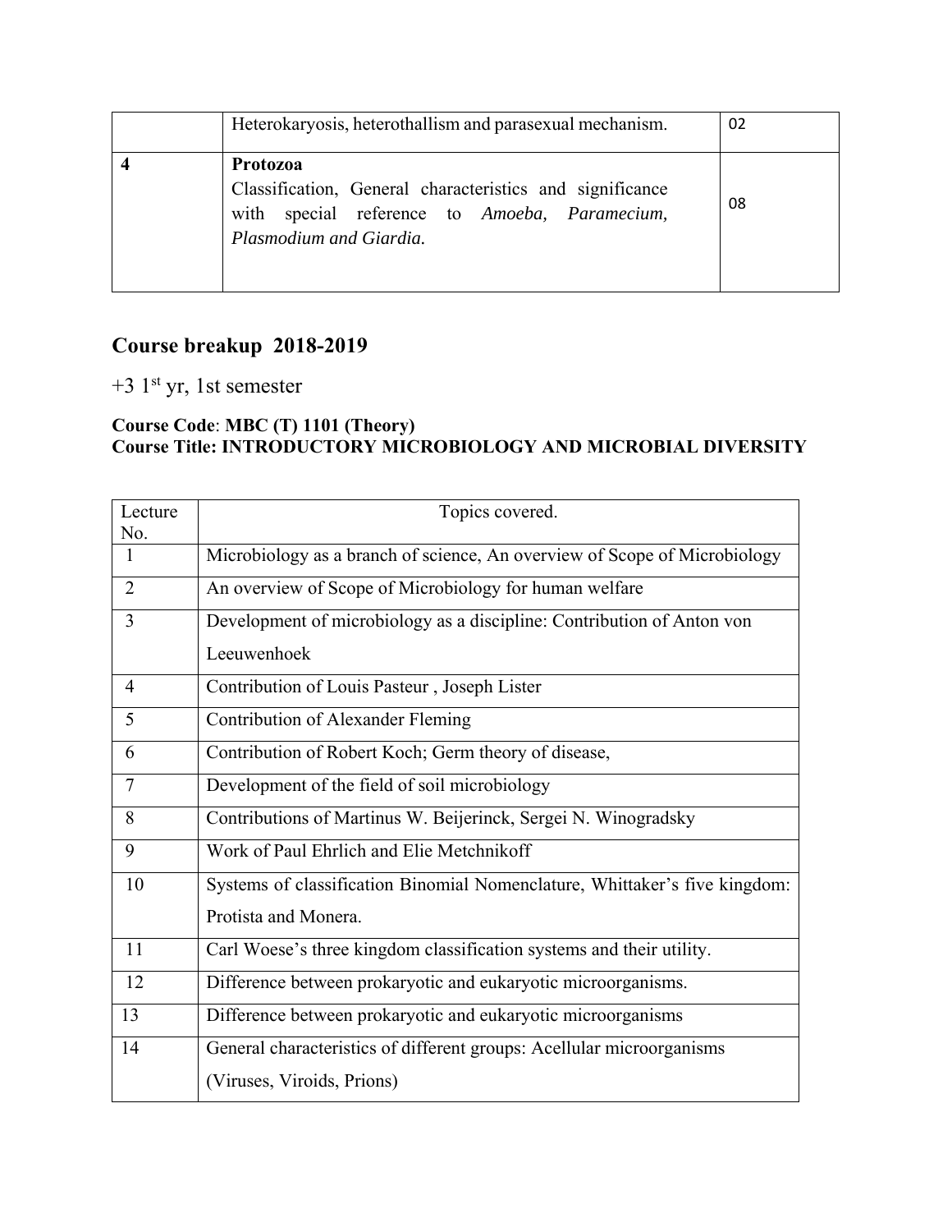|   | Heterokaryosis, heterothallism and parasexual mechanism. | 02 |
|---|---|---|
| **4** | **Protozoa**<br>Classification, General characteristics and significance with special reference to *Amoeba, Paramecium, Plasmodium and Giardia.* | 08 |

## Course breakup 2018-2019

+3 1st yr, 1st semester

**Course Code**: **MBC (T) 1101 (Theory)**
**Course Title: INTRODUCTORY MICROBIOLOGY AND MICROBIAL DIVERSITY**

| Lecture No. | Topics covered. |
|---|---|
| 1 | Microbiology as a branch of science, An overview of Scope of Microbiology |
| 2 | An overview of Scope of Microbiology for human welfare |
| 3 | Development of microbiology as a discipline: Contribution of Anton von Leeuwenhoek |
| 4 | Contribution of Louis Pasteur , Joseph Lister |
| 5 | Contribution of Alexander Fleming |
| 6 | Contribution of Robert Koch; Germ theory of disease, |
| 7 | Development of the field of soil microbiology |
| 8 | Contributions of Martinus W. Beijerinck, Sergei N. Winogradsky |
| 9 | Work of Paul Ehrlich and Elie Metchnikoff |
| 10 | Systems of classification Binomial Nomenclature, Whittaker's five kingdom: Protista and Monera. |
| 11 | Carl Woese's three kingdom classification systems and their utility. |
| 12 | Difference between prokaryotic and eukaryotic microorganisms. |
| 13 | Difference between prokaryotic and eukaryotic microorganisms |
| 14 | General characteristics of different groups: Acellular microorganisms (Viruses, Viroids, Prions) |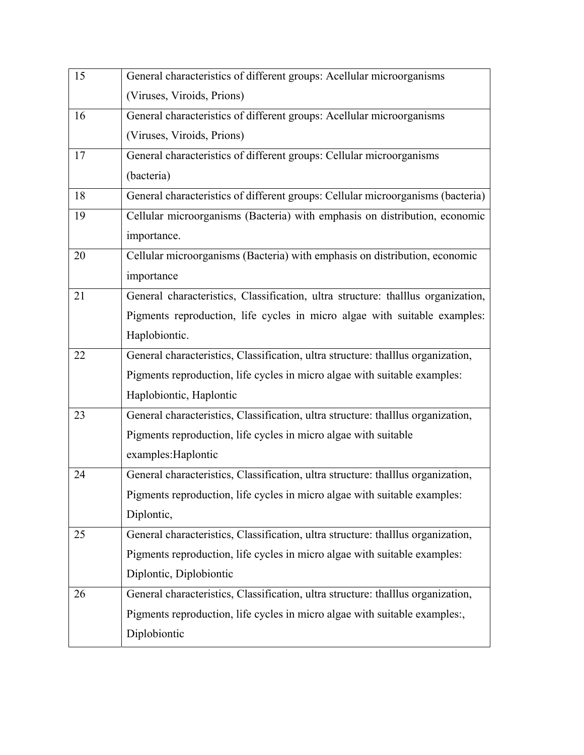| | |
|---|---|
| 15 | General characteristics of different groups: Acellular microorganisms (Viruses, Viroids, Prions) |
| 16 | General characteristics of different groups: Acellular microorganisms (Viruses, Viroids, Prions) |
| 17 | General characteristics of different groups: Cellular microorganisms (bacteria) |
| 18 | General characteristics of different groups: Cellular microorganisms (bacteria) |
| 19 | Cellular microorganisms (Bacteria) with emphasis on distribution, economic importance. |
| 20 | Cellular microorganisms (Bacteria) with emphasis on distribution, economic importance |
| 21 | General characteristics, Classification, ultra structure: thalllus organization, Pigments reproduction, life cycles in micro algae with suitable examples: Haplobiontic. |
| 22 | General characteristics, Classification, ultra structure: thalllus organization, Pigments reproduction, life cycles in micro algae with suitable examples: Haplobiontic, Haplontic |
| 23 | General characteristics, Classification, ultra structure: thalllus organization, Pigments reproduction, life cycles in micro algae with suitable examples:Haplontic |
| 24 | General characteristics, Classification, ultra structure: thalllus organization, Pigments reproduction, life cycles in micro algae with suitable examples: Diplontic, |
| 25 | General characteristics, Classification, ultra structure: thalllus organization, Pigments reproduction, life cycles in micro algae with suitable examples: Diplontic, Diplobiontic |
| 26 | General characteristics, Classification, ultra structure: thalllus organization, Pigments reproduction, life cycles in micro algae with suitable examples:, Diplobiontic |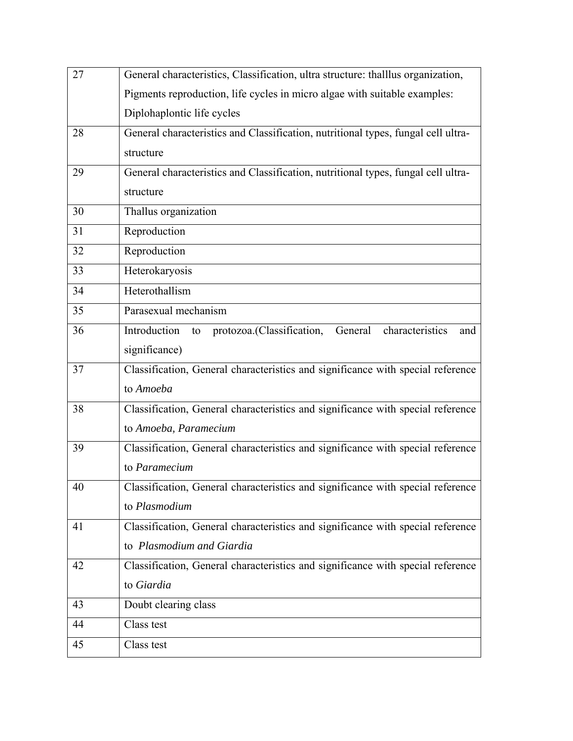| 27 | General characteristics, Classification, ultra structure: thalllus organization, Pigments reproduction, life cycles in micro algae with suitable examples: Diplohaplontic life cycles |
|---|---|
| 28 | General characteristics and Classification, nutritional types, fungal cell ultra-structure |
| 29 | General characteristics and Classification, nutritional types, fungal cell ultra-structure |
| 30 | Thallus organization |
| 31 | Reproduction |
| 32 | Reproduction |
| 33 | Heterokaryosis |
| 34 | Heterothallism |
| 35 | Parasexual mechanism |
| 36 | Introduction to protozoa.(Classification, General characteristics and significance) |
| 37 | Classification, General characteristics and significance with special reference to *Amoeba* |
| 38 | Classification, General characteristics and significance with special reference to *Amoeba, Paramecium* |
| 39 | Classification, General characteristics and significance with special reference to *Paramecium* |
| 40 | Classification, General characteristics and significance with special reference to *Plasmodium* |
| 41 | Classification, General characteristics and significance with special reference to *Plasmodium and Giardia* |
| 42 | Classification, General characteristics and significance with special reference to *Giardia* |
| 43 | Doubt clearing class |
| 44 | Class test |
| 45 | Class test |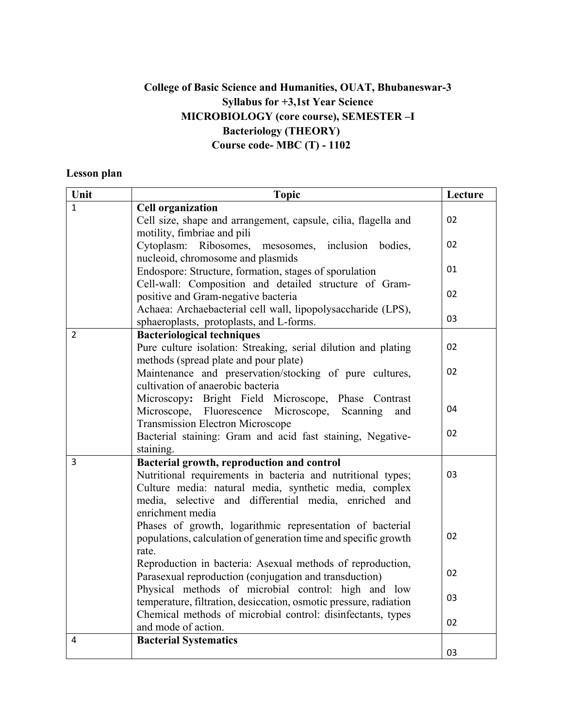**College of Basic Science and Humanities, OUAT, Bhubaneswar-3**
**Syllabus for +3,1st Year Science**
**MICROBIOLOGY (core course), SEMESTER –I**
**Bacteriology (THEORY)**
**Course code- MBC (T) - 1102**

**Lesson plan**

| Unit | Topic | Lecture |
|---|---|---|
| 1 | **Cell organization** | |
| | Cell size, shape and arrangement, capsule, cilia, flagella and motility, fimbriae and pili | 02 |
| | Cytoplasm: Ribosomes, mesosomes, inclusion bodies, nucleoid, chromosome and plasmids | 02 |
| | Endospore: Structure, formation, stages of sporulation | 01 |
| | Cell-wall: Composition and detailed structure of Gram-positive and Gram-negative bacteria | 02 |
| | Achaea: Archaebacterial cell wall, lipopolysaccharide (LPS), sphaeroplasts, protoplasts, and L-forms. | 03 |
| 2 | **Bacteriological techniques** | |
| | Pure culture isolation: Streaking, serial dilution and plating methods (spread plate and pour plate) | 02 |
| | Maintenance and preservation/stocking of pure cultures, cultivation of anaerobic bacteria | 02 |
| | Microscopy**:** Bright Field Microscope, Phase Contrast Microscope, Fluorescence Microscope, Scanning and Transmission Electron Microscope | 04 |
| | Bacterial staining: Gram and acid fast staining, Negative-staining. | 02 |
| 3 | **Bacterial growth, reproduction and control** | |
| | Nutritional requirements in bacteria and nutritional types; Culture media: natural media, synthetic media, complex media, selective and differential media, enriched and enrichment media | 03 |
| | Phases of growth, logarithmic representation of bacterial populations, calculation of generation time and specific growth rate. | 02 |
| | Reproduction in bacteria: Asexual methods of reproduction, Parasexual reproduction (conjugation and transduction) | 02 |
| | Physical methods of microbial control: high and low temperature, filtration, desiccation, osmotic pressure, radiation | 03 |
| | Chemical methods of microbial control: disinfectants, types and mode of action. | 02 |
| 4 | **Bacterial Systematics** | 03 |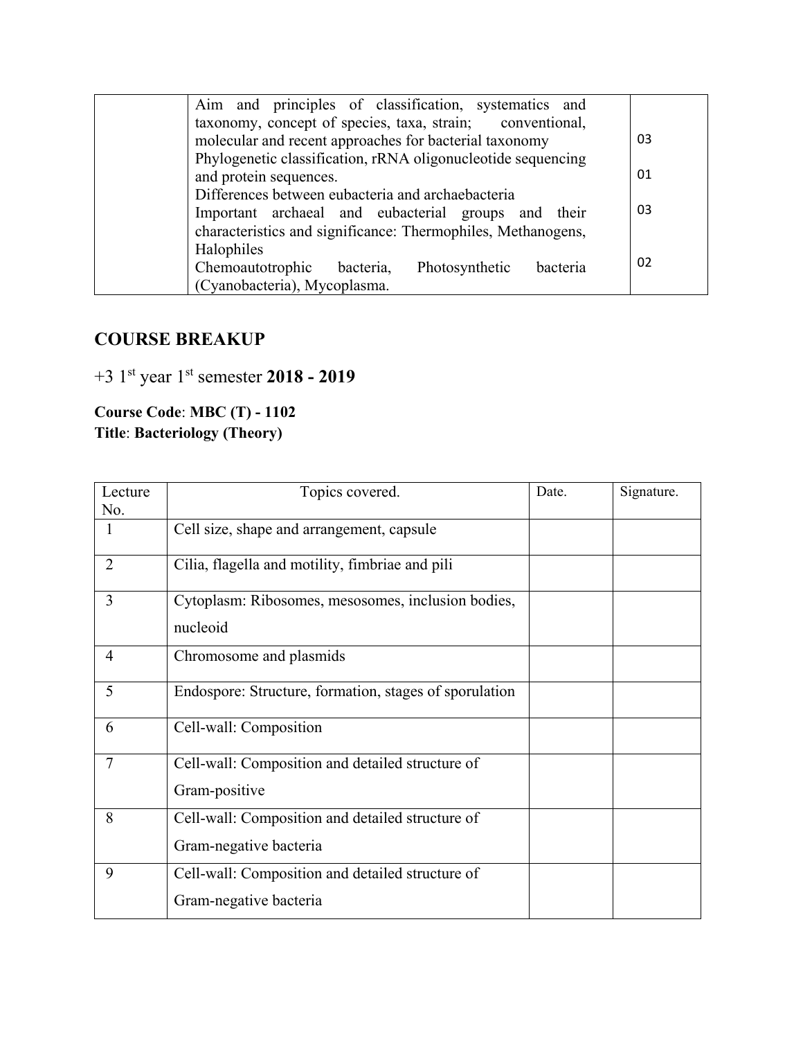| | | |
|---|---|---|
| | Aim and principles of classification, systematics and taxonomy, concept of species, taxa, strain; conventional, molecular and recent approaches for bacterial taxonomy<br>Phylogenetic classification, rRNA oligonucleotide sequencing and protein sequences.<br>Differences between eubacteria and archaebacteria<br>Important archaeal and eubacterial groups and their characteristics and significance: Thermophiles, Methanogens, Halophiles<br>Chemoautotrophic bacteria, Photosynthetic bacteria (Cyanobacteria), Mycoplasma. | 03<br>01<br>03<br>02 |

## COURSE BREAKUP

+3 1st year 1st semester **2018 - 2019**

**Course Code**: **MBC (T) - 1102**
**Title**: **Bacteriology (Theory)**

| Lecture No. | Topics covered. | Date. | Signature. |
|---|---|---|---|
| 1 | Cell size, shape and arrangement, capsule | | |
| 2 | Cilia, flagella and motility, fimbriae and pili | | |
| 3 | Cytoplasm: Ribosomes, mesosomes, inclusion bodies, nucleoid | | |
| 4 | Chromosome and plasmids | | |
| 5 | Endospore: Structure, formation, stages of sporulation | | |
| 6 | Cell-wall: Composition | | |
| 7 | Cell-wall: Composition and detailed structure of Gram-positive | | |
| 8 | Cell-wall: Composition and detailed structure of Gram-negative bacteria | | |
| 9 | Cell-wall: Composition and detailed structure of Gram-negative bacteria | | |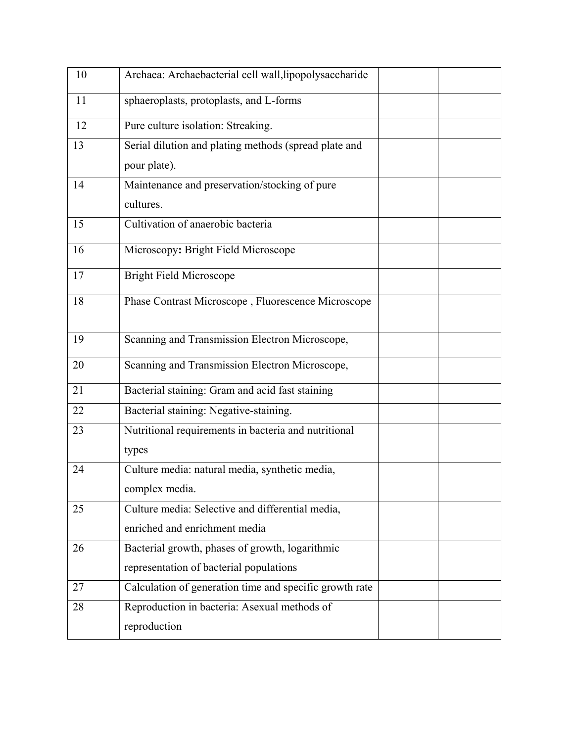| | | | |
|---|---|---|---|
| 10 | Archaea: Archaebacterial cell wall,lipopolysaccharide | | |
| 11 | sphaeroplasts, protoplasts, and L-forms | | |
| 12 | Pure culture isolation: Streaking. | | |
| 13 | Serial dilution and plating methods (spread plate and pour plate). | | |
| 14 | Maintenance and preservation/stocking of pure cultures. | | |
| 15 | Cultivation of anaerobic bacteria | | |
| 16 | Microscopy**:** Bright Field Microscope | | |
| 17 | Bright Field Microscope | | |
| 18 | Phase Contrast Microscope , Fluorescence Microscope | | |
| 19 | Scanning and Transmission Electron Microscope, | | |
| 20 | Scanning and Transmission Electron Microscope, | | |
| 21 | Bacterial staining: Gram and acid fast staining | | |
| 22 | Bacterial staining: Negative-staining. | | |
| 23 | Nutritional requirements in bacteria and nutritional types | | |
| 24 | Culture media: natural media, synthetic media, complex media. | | |
| 25 | Culture media: Selective and differential media, enriched and enrichment media | | |
| 26 | Bacterial growth, phases of growth, logarithmic representation of bacterial populations | | |
| 27 | Calculation of generation time and specific growth rate | | |
| 28 | Reproduction in bacteria: Asexual methods of reproduction | | |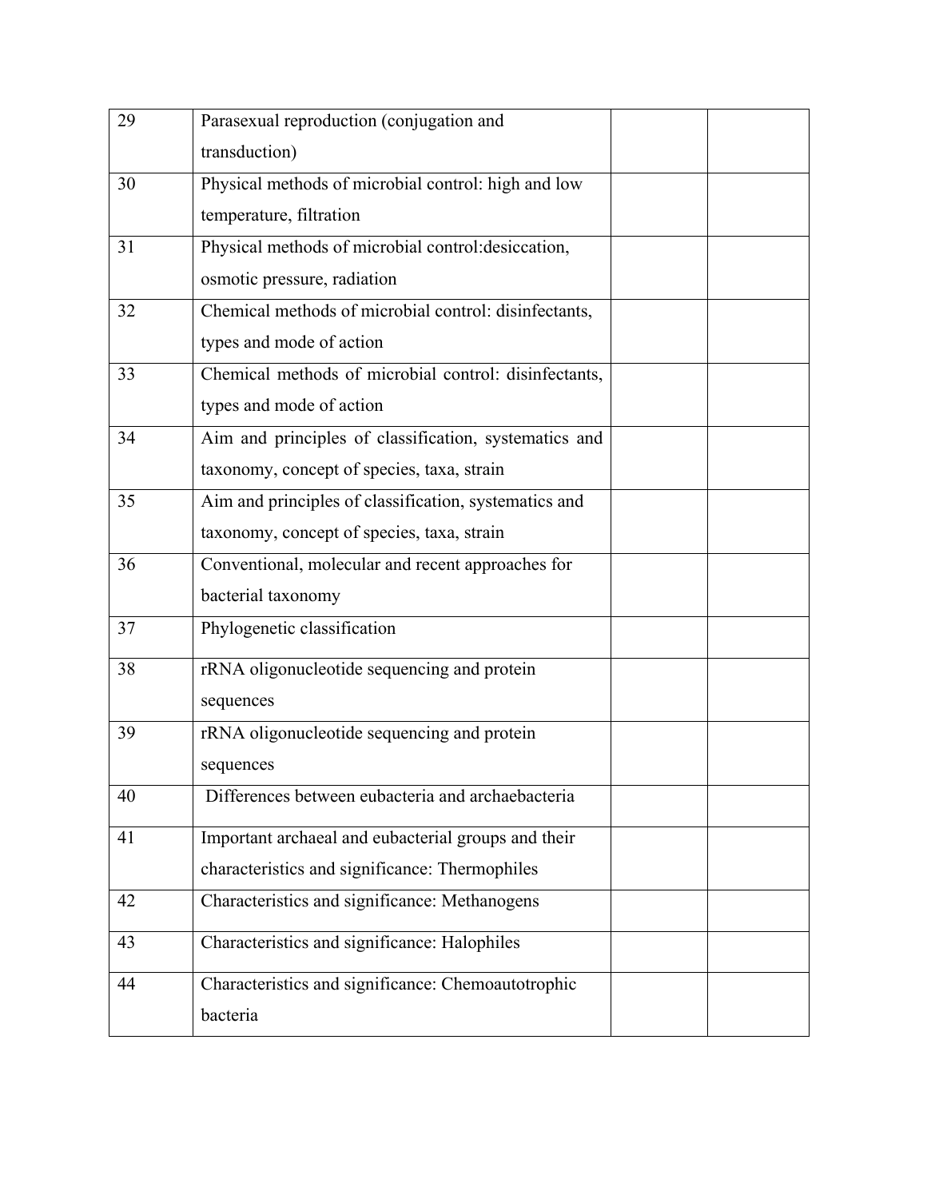| 29 | Parasexual reproduction (conjugation and transduction) | | |
|---|---|---|---|
| 30 | Physical methods of microbial control: high and low temperature, filtration | | |
| 31 | Physical methods of microbial control:desiccation, osmotic pressure, radiation | | |
| 32 | Chemical methods of microbial control: disinfectants, types and mode of action | | |
| 33 | Chemical methods of microbial control: disinfectants, types and mode of action | | |
| 34 | Aim and principles of classification, systematics and taxonomy, concept of species, taxa, strain | | |
| 35 | Aim and principles of classification, systematics and taxonomy, concept of species, taxa, strain | | |
| 36 | Conventional, molecular and recent approaches for bacterial taxonomy | | |
| 37 | Phylogenetic classification | | |
| 38 | rRNA oligonucleotide sequencing and protein sequences | | |
| 39 | rRNA oligonucleotide sequencing and protein sequences | | |
| 40 | Differences between eubacteria and archaebacteria | | |
| 41 | Important archaeal and eubacterial groups and their characteristics and significance: Thermophiles | | |
| 42 | Characteristics and significance: Methanogens | | |
| 43 | Characteristics and significance: Halophiles | | |
| 44 | Characteristics and significance: Chemoautotrophic bacteria | | |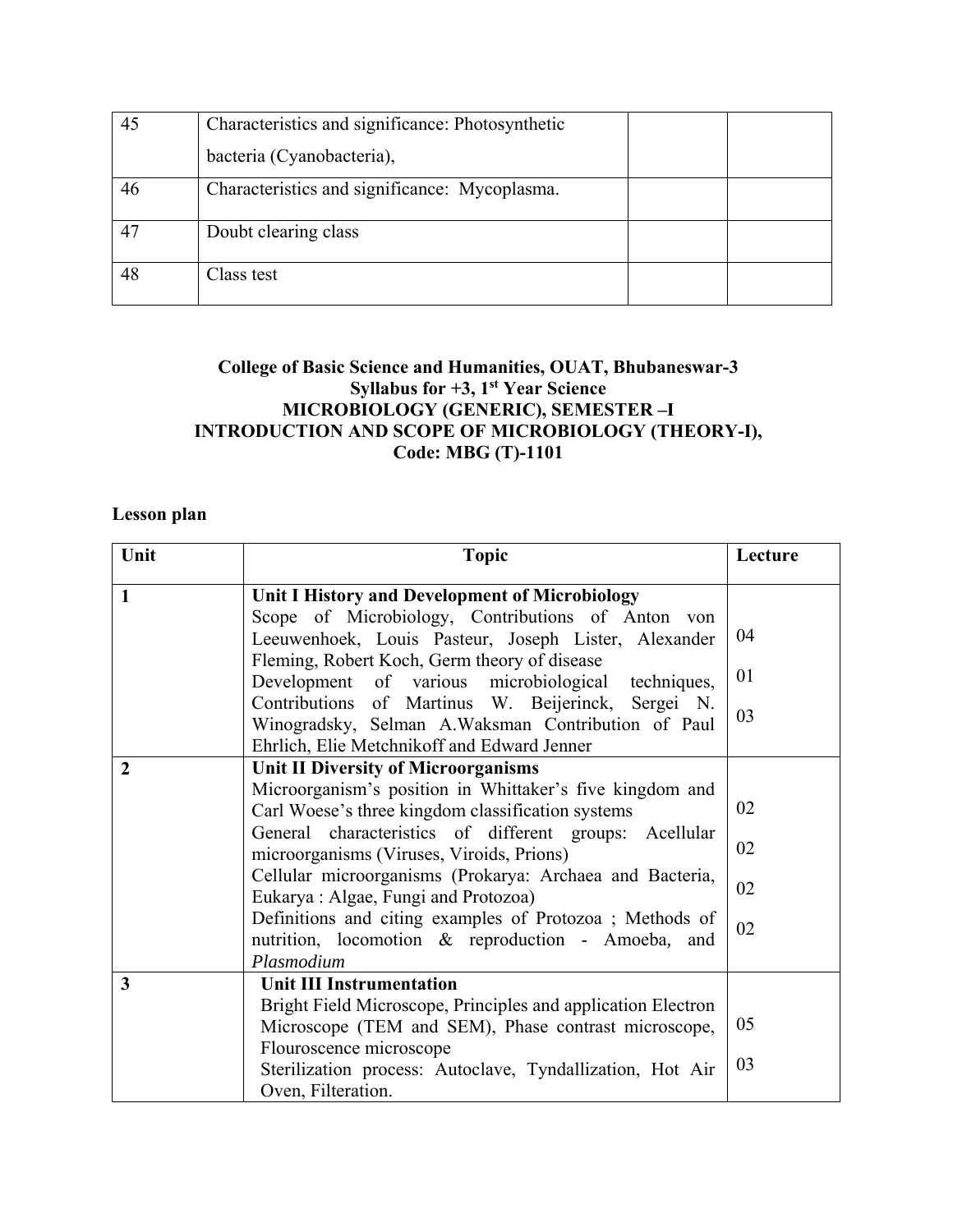| | | | |
|---|---|---|---|
| 45 | Characteristics and significance: Photosynthetic bacteria (Cyanobacteria), | | |
| 46 | Characteristics and significance: Mycoplasma. | | |
| 47 | Doubt clearing class | | |
| 48 | Class test | | |

**College of Basic Science and Humanities, OUAT, Bhubaneswar-3**
**Syllabus for +3, 1st Year Science**
**MICROBIOLOGY (GENERIC), SEMESTER –I**
**INTRODUCTION AND SCOPE OF MICROBIOLOGY (THEORY-I),**
**Code: MBG (T)-1101**

**Lesson plan**

| Unit | Topic | Lecture |
|---|---|---|
| **1** | **Unit I History and Development of Microbiology**<br>Scope of Microbiology, Contributions of Anton von Leeuwenhoek, Louis Pasteur, Joseph Lister, Alexander Fleming, Robert Koch, Germ theory of disease<br>Development of various microbiological techniques,<br>Contributions of Martinus W. Beijerinck, Sergei N. Winogradsky, Selman A.Waksman Contribution of Paul Ehrlich, Elie Metchnikoff and Edward Jenner | 04<br>01<br>03 |
| **2** | **Unit II Diversity of Microorganisms**<br>Microorganism's position in Whittaker's five kingdom and Carl Woese's three kingdom classification systems<br>General characteristics of different groups: Acellular microorganisms (Viruses, Viroids, Prions)<br>Cellular microorganisms (Prokarya: Archaea and Bacteria, Eukarya : Algae, Fungi and Protozoa)<br>Definitions and citing examples of Protozoa ; Methods of nutrition, locomotion & reproduction - Amoeba, and *Plasmodium* | 02<br>02<br>02<br>02 |
| **3** | **Unit III Instrumentation**<br>Bright Field Microscope, Principles and application Electron Microscope (TEM and SEM), Phase contrast microscope, Flouroscence microscope<br>Sterilization process: Autoclave, Tyndallization, Hot Air Oven, Filteration. | 05<br>03 |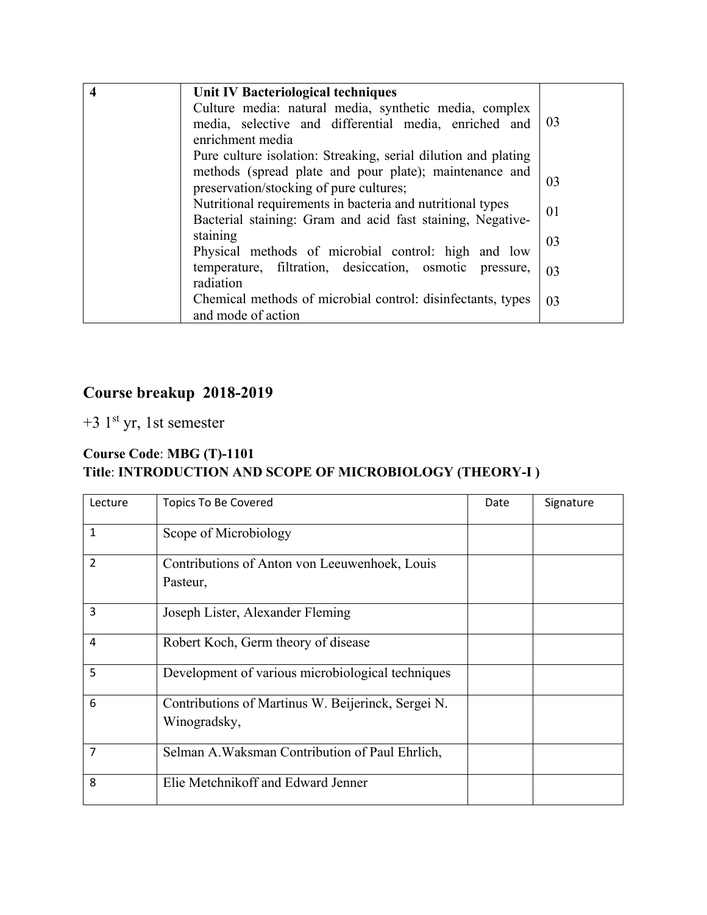| | | |
|---|---|---|
| 4 | **Unit IV Bacteriological techniques**<br>Culture media: natural media, synthetic media, complex media, selective and differential media, enriched and enrichment media<br>Pure culture isolation: Streaking, serial dilution and plating methods (spread plate and pour plate); maintenance and preservation/stocking of pure cultures;<br>Nutritional requirements in bacteria and nutritional types<br>Bacterial staining: Gram and acid fast staining, Negative-staining<br>Physical methods of microbial control: high and low temperature, filtration, desiccation, osmotic pressure, radiation<br>Chemical methods of microbial control: disinfectants, types and mode of action | 03<br><br>03<br><br>01<br><br>03<br><br>03<br><br>03 |

## Course breakup 2018-2019

+3 1st yr, 1st semester

**Course Code**: **MBG (T)-1101**
**Title**: **INTRODUCTION AND SCOPE OF MICROBIOLOGY (THEORY-I )**

| Lecture | Topics To Be Covered | Date | Signature |
|---|---|---|---|
| 1 | Scope of Microbiology | | |
| 2 | Contributions of Anton von Leeuwenhoek, Louis Pasteur, | | |
| 3 | Joseph Lister, Alexander Fleming | | |
| 4 | Robert Koch, Germ theory of disease | | |
| 5 | Development of various microbiological techniques | | |
| 6 | Contributions of Martinus W. Beijerinck, Sergei N. Winogradsky, | | |
| 7 | Selman A.Waksman Contribution of Paul Ehrlich, | | |
| 8 | Elie Metchnikoff and Edward Jenner | | |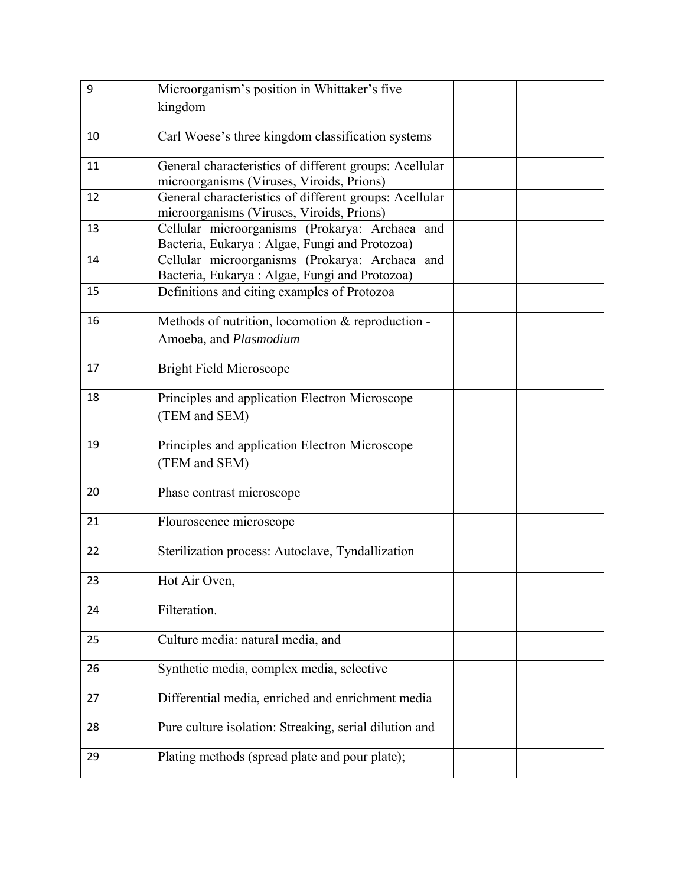| 9 | Microorganism's position in Whittaker's five kingdom | | |
|---|---|---|---|
| 10 | Carl Woese's three kingdom classification systems | | |
| 11 | General characteristics of different groups: Acellular microorganisms (Viruses, Viroids, Prions) | | |
| 12 | General characteristics of different groups: Acellular microorganisms (Viruses, Viroids, Prions) | | |
| 13 | Cellular microorganisms (Prokarya: Archaea and Bacteria, Eukarya : Algae, Fungi and Protozoa) | | |
| 14 | Cellular microorganisms (Prokarya: Archaea and Bacteria, Eukarya : Algae, Fungi and Protozoa) | | |
| 15 | Definitions and citing examples of Protozoa | | |
| 16 | Methods of nutrition, locomotion & reproduction - Amoeba, and *Plasmodium* | | |
| 17 | Bright Field Microscope | | |
| 18 | Principles and application Electron Microscope (TEM and SEM) | | |
| 19 | Principles and application Electron Microscope (TEM and SEM) | | |
| 20 | Phase contrast microscope | | |
| 21 | Flouroscence microscope | | |
| 22 | Sterilization process: Autoclave, Tyndallization | | |
| 23 | Hot Air Oven, | | |
| 24 | Filteration. | | |
| 25 | Culture media: natural media, and | | |
| 26 | Synthetic media, complex media, selective | | |
| 27 | Differential media, enriched and enrichment media | | |
| 28 | Pure culture isolation: Streaking, serial dilution and | | |
| 29 | Plating methods (spread plate and pour plate); | | |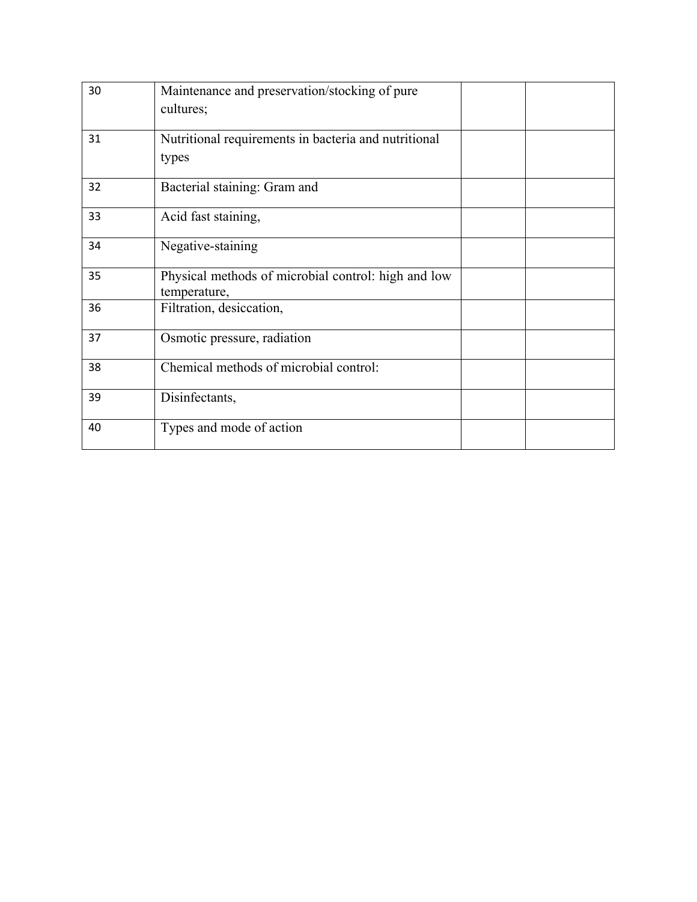| | | | |
|---|---|---|---|
| 30 | Maintenance and preservation/stocking of pure cultures; | | |
| 31 | Nutritional requirements in bacteria and nutritional types | | |
| 32 | Bacterial staining: Gram and | | |
| 33 | Acid fast staining, | | |
| 34 | Negative-staining | | |
| 35 | Physical methods of microbial control: high and low temperature, | | |
| 36 | Filtration, desiccation, | | |
| 37 | Osmotic pressure, radiation | | |
| 38 | Chemical methods of microbial control: | | |
| 39 | Disinfectants, | | |
| 40 | Types and mode of action | | |